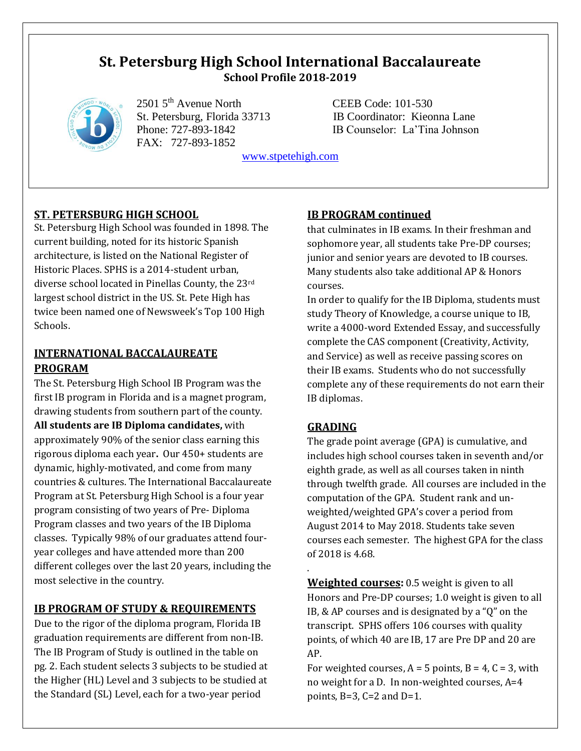# St. Petersburg High School International Baccalaureate

## School Profile 2018-2019

2501 5th Avenue North
St. Petersburg, Florida 33713
Phone: 727-893-1842
FAX: 727-893-1852

CEEB Code: 101-530
IB Coordinator: Kieonna Lane
IB Counselor: La'Tina Johnson

www.stpetehigh.com

### ST. PETERSBURG HIGH SCHOOL

St. Petersburg High School was founded in 1898. The current building, noted for its historic Spanish architecture, is listed on the National Register of Historic Places. SPHS is a 2014-student urban, diverse school located in Pinellas County, the 23rd largest school district in the US. St. Pete High has twice been named one of Newsweek's Top 100 High Schools.

### INTERNATIONAL BACCALAUREATE PROGRAM

The St. Petersburg High School IB Program was the first IB program in Florida and is a magnet program, drawing students from southern part of the county. **All students are IB Diploma candidates,** with approximately 90% of the senior class earning this rigorous diploma each year**.** Our 450+ students are dynamic, highly-motivated, and come from many countries & cultures. The International Baccalaureate Program at St. Petersburg High School is a four year program consisting of two years of Pre- Diploma Program classes and two years of the IB Diploma classes. Typically 98% of our graduates attend four-year colleges and have attended more than 200 different colleges over the last 20 years, including the most selective in the country.

### IB PROGRAM OF STUDY & REQUIREMENTS

Due to the rigor of the diploma program, Florida IB graduation requirements are different from non-IB. The IB Program of Study is outlined in the table on pg. 2. Each student selects 3 subjects to be studied at the Higher (HL) Level and 3 subjects to be studied at the Standard (SL) Level, each for a two-year period

### IB PROGRAM continued

that culminates in IB exams. In their freshman and sophomore year, all students take Pre-DP courses; junior and senior years are devoted to IB courses. Many students also take additional AP & Honors courses.

In order to qualify for the IB Diploma, students must study Theory of Knowledge, a course unique to IB, write a 4000-word Extended Essay, and successfully complete the CAS component (Creativity, Activity, and Service) as well as receive passing scores on their IB exams. Students who do not successfully complete any of these requirements do not earn their IB diplomas.

### GRADING

The grade point average (GPA) is cumulative, and includes high school courses taken in seventh and/or eighth grade, as well as all courses taken in ninth through twelfth grade. All courses are included in the computation of the GPA. Student rank and un-weighted/weighted GPA's cover a period from August 2014 to May 2018. Students take seven courses each semester. The highest GPA for the class of 2018 is 4.68.

.

**Weighted courses:** 0.5 weight is given to all Honors and Pre-DP courses; 1.0 weight is given to all IB, & AP courses and is designated by a "Q" on the transcript. SPHS offers 106 courses with quality points, of which 40 are IB, 17 are Pre DP and 20 are AP.

For weighted courses, A = 5 points, B = 4, C = 3, with no weight for a D. In non-weighted courses, A=4 points, B=3, C=2 and D=1.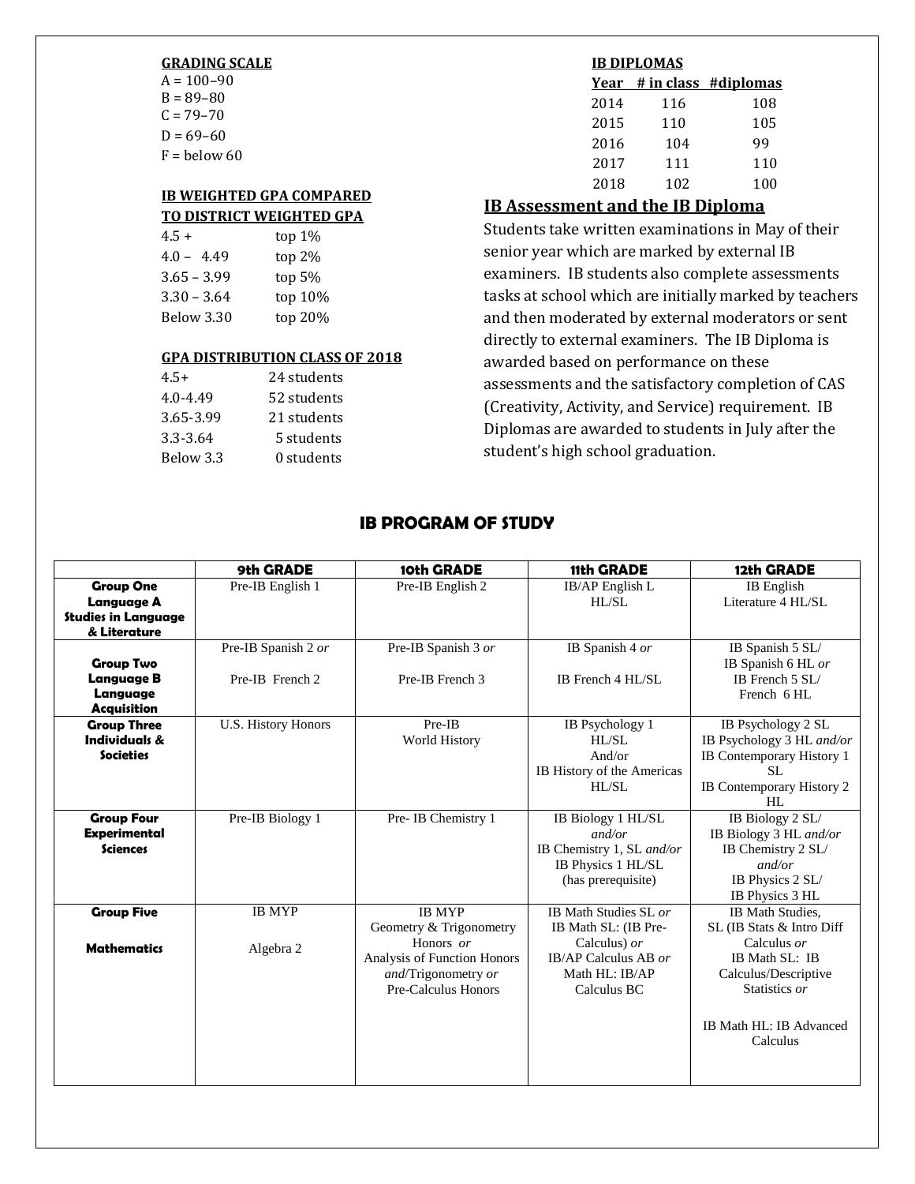**GRADING SCALE**

A = 100–90
B = 89–80
C = 79–70
D = 69–60
F = below 60

**IB WEIGHTED GPA COMPARED TO DISTRICT WEIGHTED GPA**

| | |
|---|---|
| 4.5 + | top 1% |
| 4.0 – 4.49 | top 2% |
| 3.65 – 3.99 | top 5% |
| 3.30 – 3.64 | top 10% |
| Below 3.30 | top 20% |

**GPA DISTRIBUTION CLASS OF 2018**

| | |
|---|---|
| 4.5+ | 24 students |
| 4.0-4.49 | 52 students |
| 3.65-3.99 | 21 students |
| 3.3-3.64 | 5 students |
| Below 3.3 | 0 students |

**IB DIPLOMAS**

| Year | # in class | #diplomas |
|---|---|---|
| 2014 | 116 | 108 |
| 2015 | 110 | 105 |
| 2016 | 104 | 99 |
| 2017 | 111 | 110 |
| 2018 | 102 | 100 |

## IB Assessment and the IB Diploma

Students take written examinations in May of their senior year which are marked by external IB examiners. IB students also complete assessments tasks at school which are initially marked by teachers and then moderated by external moderators or sent directly to external examiners. The IB Diploma is awarded based on performance on these assessments and the satisfactory completion of CAS (Creativity, Activity, and Service) requirement. IB Diplomas are awarded to students in July after the student's high school graduation.

## IB PROGRAM OF STUDY

| | 9th GRADE | 10th GRADE | 11th GRADE | 12th GRADE |
|---|---|---|---|---|
| **Group One Language A Studies in Language & Literature** | Pre-IB English 1 | Pre-IB English 2 | IB/AP English L HL/SL | IB English Literature 4 HL/SL |
| **Group Two Language B Language Acquisition** | Pre-IB Spanish 2 *or* Pre-IB French 2 | Pre-IB Spanish 3 *or* Pre-IB French 3 | IB Spanish 4 *or* IB French 4 HL/SL | IB Spanish 5 SL/ IB Spanish 6 HL *or* IB French 5 SL/ French 6 HL |
| **Group Three Individuals & Societies** | U.S. History Honors | Pre-IB World History | IB Psychology 1 HL/SL And/or IB History of the Americas HL/SL | IB Psychology 2 SL IB Psychology 3 HL *and/or* IB Contemporary History 1 SL IB Contemporary History 2 HL |
| **Group Four Experimental Sciences** | Pre-IB Biology 1 | Pre- IB Chemistry 1 | IB Biology 1 HL/SL *and/or* IB Chemistry 1, SL *and/or* IB Physics 1 HL/SL (has prerequisite) | IB Biology 2 SL/ IB Biology 3 HL *and/or* IB Chemistry 2 SL/ *and/or* IB Physics 2 SL/ IB Physics 3 HL |
| **Group Five Mathematics** | IB MYP Algebra 2 | IB MYP Geometry & Trigonometry Honors *or* Analysis of Function Honors *and*/Trigonometry *or* Pre-Calculus Honors | IB Math Studies SL *or* IB Math SL: (IB Pre-Calculus) *or* IB/AP Calculus AB *or* Math HL: IB/AP Calculus BC | IB Math Studies, SL (IB Stats & Intro Diff Calculus *or* IB Math SL: IB Calculus/Descriptive Statistics *or* IB Math HL: IB Advanced Calculus |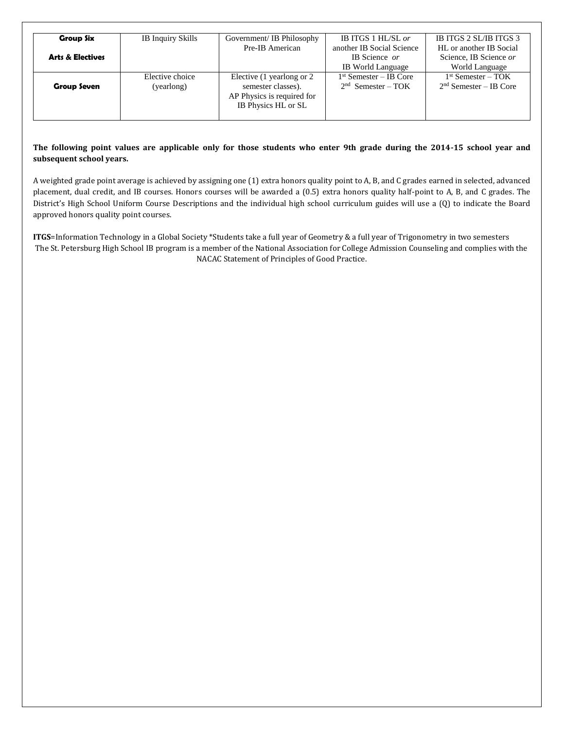| | | | | |
|---|---|---|---|---|
| **Group Six**<br><br>**Arts & Electives** | IB Inquiry Skills | Government/ IB Philosophy<br>Pre-IB American | IB ITGS 1 HL/SL *or* another IB Social Science IB Science *or* IB World Language | IB ITGS 2 SL/IB ITGS 3 HL or another IB Social Science, IB Science *or* World Language |
| **Group Seven** | Elective choice (yearlong) | Elective (1 yearlong or 2 semester classes).<br>AP Physics is required for IB Physics HL or SL | 1st Semester – IB Core<br>2nd Semester – TOK | 1st Semester – TOK<br>2nd Semester – IB Core |

**The following point values are applicable only for those students who enter 9th grade during the 2014-15 school year and subsequent school years.**

A weighted grade point average is achieved by assigning one (1) extra honors quality point to A, B, and C grades earned in selected, advanced placement, dual credit, and IB courses. Honors courses will be awarded a (0.5) extra honors quality half-point to A, B, and C grades. The District's High School Uniform Course Descriptions and the individual high school curriculum guides will use a (Q) to indicate the Board approved honors quality point courses.

**ITGS**=Information Technology in a Global Society *Students take a full year of Geometry & a full year of Trigonometry in two semesters
The St. Petersburg High School IB program is a member of the National Association for College Admission Counseling and complies with the NACAC Statement of Principles of Good Practice.